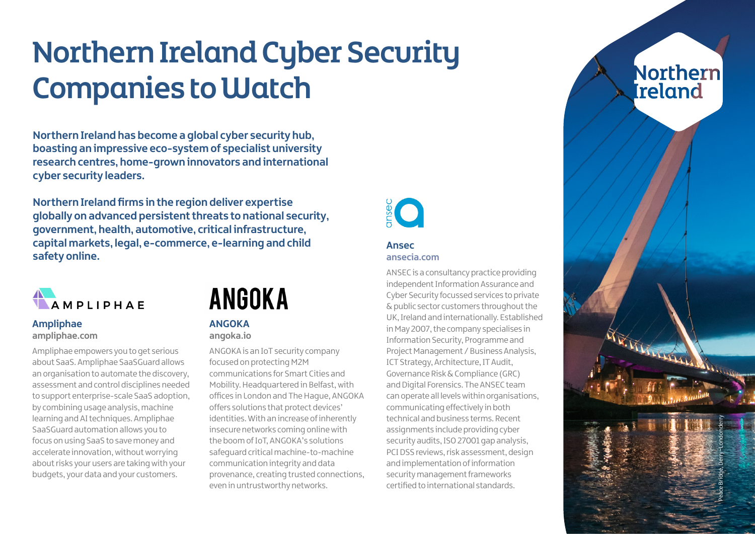# Northern Ireland Cyber Security Companies to Watch

**Northern Ireland has become a global cyber security hub, boasting an impressive eco-system of specialist university research centres, home-grown innovators and international cyber security leaders.**

**Northern Ireland firms in the region deliver expertise globally on advanced persistent threats to national security, government, health, automotive, critical infrastructure, capital markets, legal, e-commerce, e-learning and child safety online.**

### Ampliphae

**ampliphae.com**

Ampliphae empowers you to get serious about SaaS. Ampliphae SaaSGuard allows an organisation to automate the discovery, assessment and control disciplines needed to support enterprise-scale SaaS adoption, by combining usage analysis, machine learning and AI techniques. Ampliphae SaaSGuard automation allows you to focus on using SaaS to save money and accelerate innovation, without worrying about risks your users are taking with your budgets, your data and your customers.

### ANGOKA

**angoka.io**

ANGOKA is an IoT security company focused on protecting M2M communications for Smart Cities and Mobility. Headquartered in Belfast, with offices in London and The Hague, ANGOKA offers solutions that protect devices' identities. With an increase of inherently insecure networks coming online with the boom of IoT, ANGOKA's solutions safeguard critical machine-to-machine communication integrity and data provenance, creating trusted connections, even in untrustworthy networks.

### Ansec

**ansecia.com**

ANSEC is a consultancy practice providing independent Information Assurance and Cyber Security focussed services to private & public sector customers throughout the UK, Ireland and internationally. Established in May 2007, the company specialises in Information Security, Programme and Project Management / Business Analysis, ICT Strategy, Architecture, IT Audit, Governance Risk & Compliance (GRC) and Digital Forensics. The ANSEC team can operate all levels within organisations, communicating effectively in both technical and business terms. Recent assignments include providing cyber security audits, ISO 27001 gap analysis, PCI DSS reviews, risk assessment, design and implementation of information security management frameworks certified to international standards.

Peace Bridge, Derry~Londonderry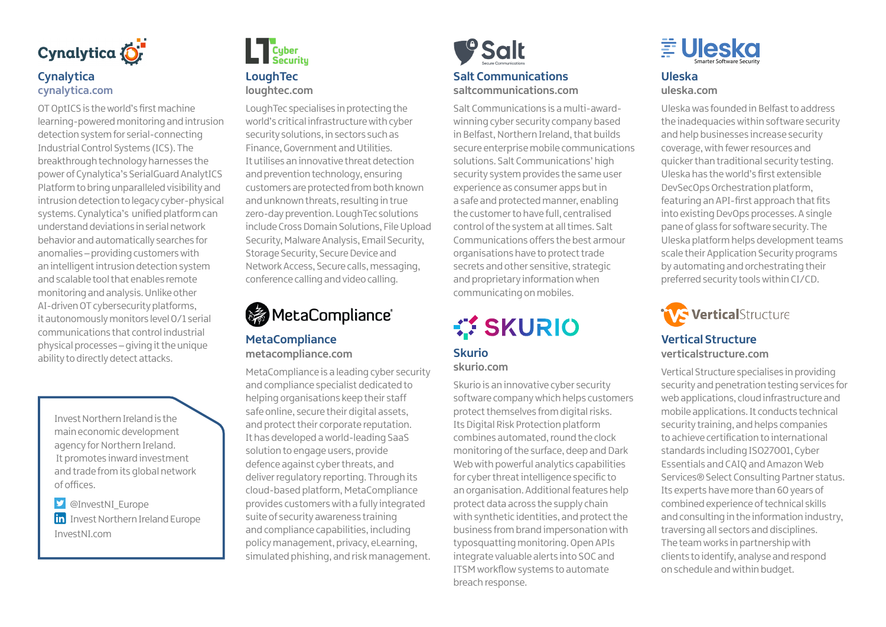## Cynalytica

cynalytica.com

OT OptICS is the world's first machine learning-powered monitoring and intrusion detection system for serial-connecting Industrial Control Systems (ICS). The breakthrough technology harnesses the power of Cynalytica's SerialGuard AnalytICS Platform to bring unparalleled visibility and intrusion detection to legacy cyber-physical systems. Cynalytica's unified platform can understand deviations in serial network behavior and automatically searches for anomalies – providing customers with an intelligent intrusion detection system and scalable tool that enables remote monitoring and analysis. Unlike other AI-driven OT cybersecurity platforms, it autonomously monitors level 0/1 serial communications that control industrial physical processes – giving it the unique ability to directly detect attacks.

Invest Northern Ireland is the main economic development agency for Northern Ireland. It promotes inward investment and trade from its global network of offices.

@InvestNI_Europe

Invest Northern Ireland Europe

InvestNI.com

## LoughTec

loughtec.com

LoughTec specialises in protecting the world's critical infrastructure with cyber security solutions, in sectors such as Finance, Government and Utilities. It utilises an innovative threat detection and prevention technology, ensuring customers are protected from both known and unknown threats, resulting in true zero-day prevention. LoughTec solutions include Cross Domain Solutions, File Upload Security, Malware Analysis, Email Security, Storage Security, Secure Device and Network Access, Secure calls, messaging, conference calling and video calling.

## MetaCompliance

metacompliance.com

MetaCompliance is a leading cyber security and compliance specialist dedicated to helping organisations keep their staff safe online, secure their digital assets, and protect their corporate reputation. It has developed a world-leading SaaS solution to engage users, provide defence against cyber threats, and deliver regulatory reporting. Through its cloud-based platform, MetaCompliance provides customers with a fully integrated suite of security awareness training and compliance capabilities, including policy management, privacy, eLearning, simulated phishing, and risk management.

## Salt Communications

saltcommunications.com

Salt Communications is a multi-award-winning cyber security company based in Belfast, Northern Ireland, that builds secure enterprise mobile communications solutions. Salt Communications' high security system provides the same user experience as consumer apps but in a safe and protected manner, enabling the customer to have full, centralised control of the system at all times. Salt Communications offers the best armour organisations have to protect trade secrets and other sensitive, strategic and proprietary information when communicating on mobiles.

## Skurio

skurio.com

Skurio is an innovative cyber security software company which helps customers protect themselves from digital risks. Its Digital Risk Protection platform combines automated, round the clock monitoring of the surface, deep and Dark Web with powerful analytics capabilities for cyber threat intelligence specific to an organisation. Additional features help protect data across the supply chain with synthetic identities, and protect the business from brand impersonation with typosquatting monitoring. Open APIs integrate valuable alerts into SOC and ITSM workflow systems to automate breach response.

## Uleska

uleska.com

Uleska was founded in Belfast to address the inadequacies within software security and help businesses increase security coverage, with fewer resources and quicker than traditional security testing. Uleska has the world's first extensible DevSecOps Orchestration platform, featuring an API-first approach that fits into existing DevOps processes. A single pane of glass for software security. The Uleska platform helps development teams scale their Application Security programs by automating and orchestrating their preferred security tools within CI/CD.

## Vertical Structure

verticalstructure.com

Vertical Structure specialises in providing security and penetration testing services for web applications, cloud infrastructure and mobile applications. It conducts technical security training, and helps companies to achieve certification to international standards including ISO27001, Cyber Essentials and CAIQ and Amazon Web Services® Select Consulting Partner status. Its experts have more than 60 years of combined experience of technical skills and consulting in the information industry, traversing all sectors and disciplines. The team works in partnership with clients to identify, analyse and respond on schedule and within budget.